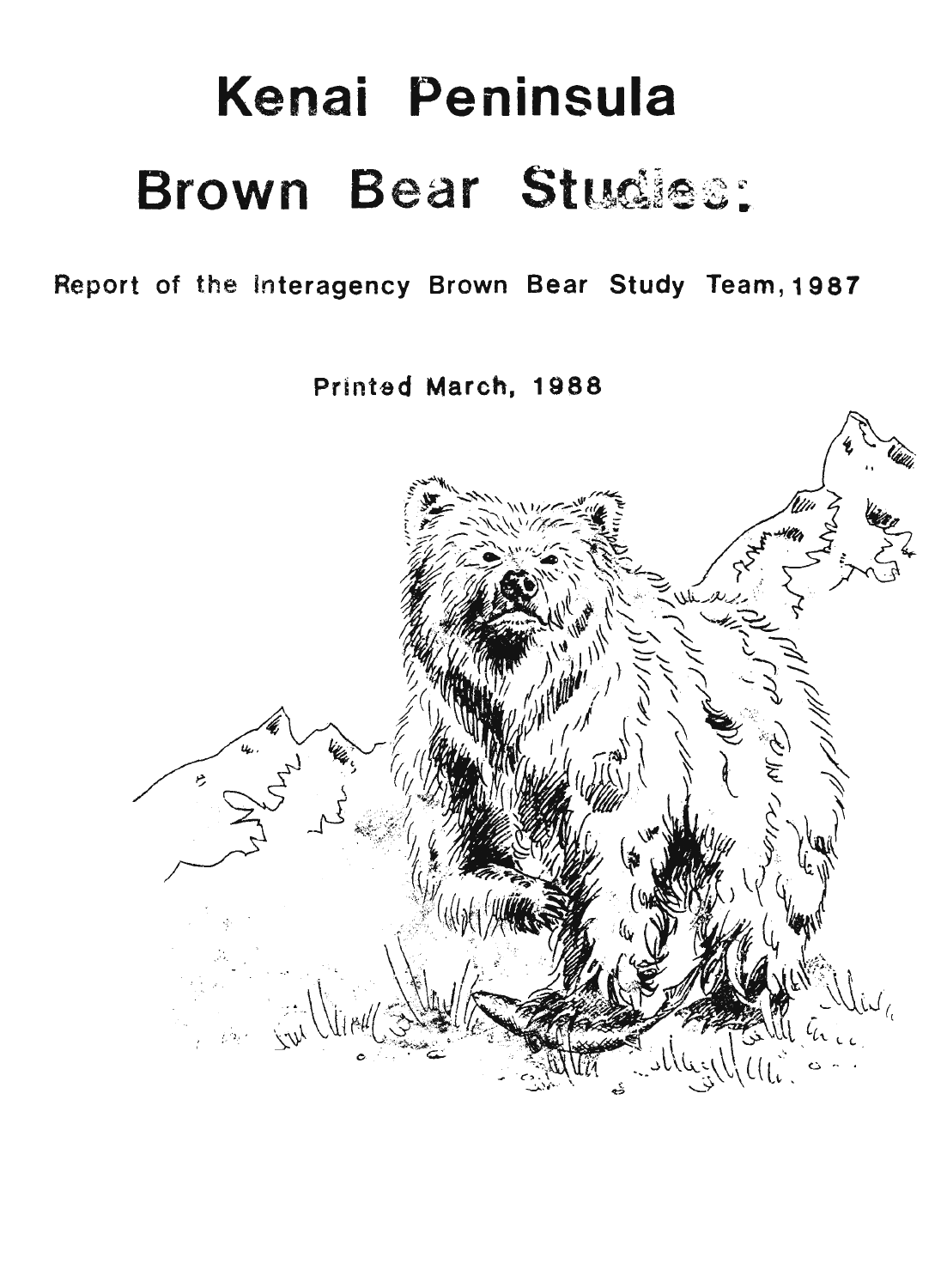# Kenai Peninsula Brown Bear Studies:

Report of the Interagency Brown Bear Study Team, 1987

Printed March, 1988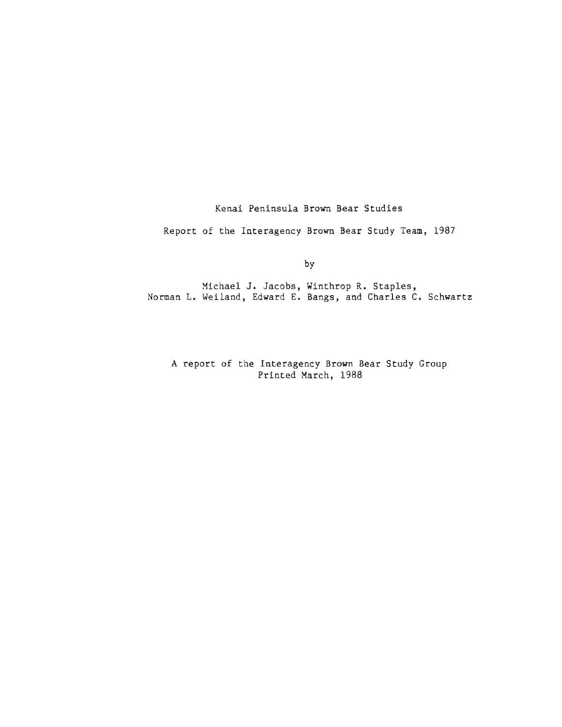Kenai Peninsula Brown Bear Studies

Report of the Interagency Brown Bear Study Team, 1987

by

Michael J. Jacobs, Winthrop R. Staples,
Norman L. Weiland, Edward E. Bangs, and Charles C. Schwartz

A report of the Interagency Brown Bear Study Group
Printed March, 1988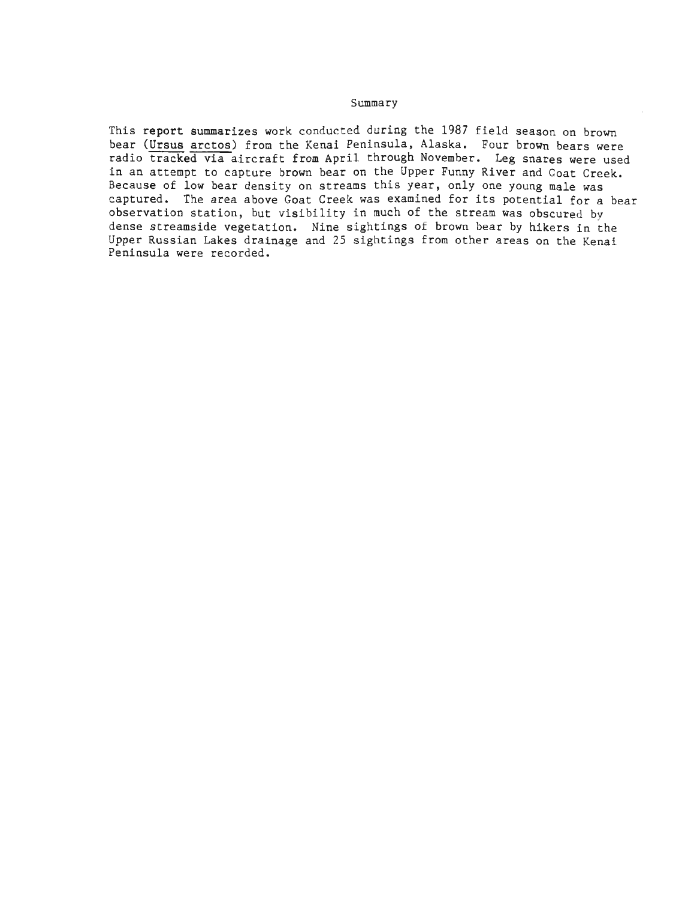# Summary

This report summarizes work conducted during the 1987 field season on brown bear (*Ursus arctos*) from the Kenai Peninsula, Alaska. Four brown bears were radio tracked via aircraft from April through November. Leg snares were used in an attempt to capture brown bear on the Upper Funny River and Goat Creek. Because of low bear density on streams this year, only one young male was captured. The area above Goat Creek was examined for its potential for a bear observation station, but visibility in much of the stream was obscured by dense streamside vegetation. Nine sightings of brown bear by hikers in the Upper Russian Lakes drainage and 25 sightings from other areas on the Kenai Peninsula were recorded.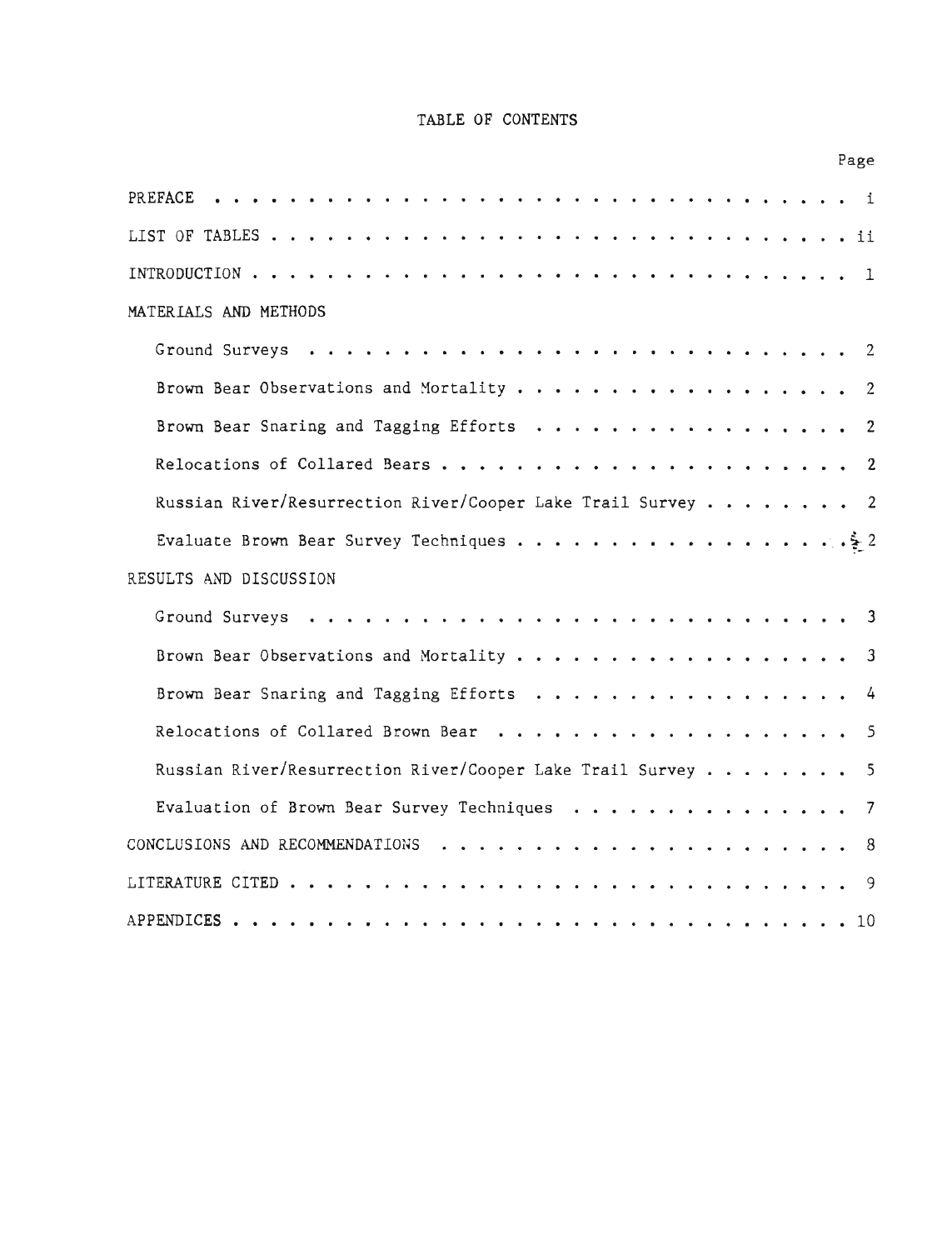# TABLE OF CONTENTS

| | Page |
|---|---|
| PREFACE | i |
| LIST OF TABLES | ii |
| INTRODUCTION | 1 |
| MATERIALS AND METHODS | |
| Ground Surveys | 2 |
| Brown Bear Observations and Mortality | 2 |
| Brown Bear Snaring and Tagging Efforts | 2 |
| Relocations of Collared Bears | 2 |
| Russian River/Resurrection River/Cooper Lake Trail Survey | 2 |
| Evaluate Brown Bear Survey Techniques | 2 |
| RESULTS AND DISCUSSION | |
| Ground Surveys | 3 |
| Brown Bear Observations and Mortality | 3 |
| Brown Bear Snaring and Tagging Efforts | 4 |
| Relocations of Collared Brown Bear | 5 |
| Russian River/Resurrection River/Cooper Lake Trail Survey | 5 |
| Evaluation of Brown Bear Survey Techniques | 7 |
| CONCLUSIONS AND RECOMMENDATIONS | 8 |
| LITERATURE CITED | 9 |
| APPENDICES | 10 |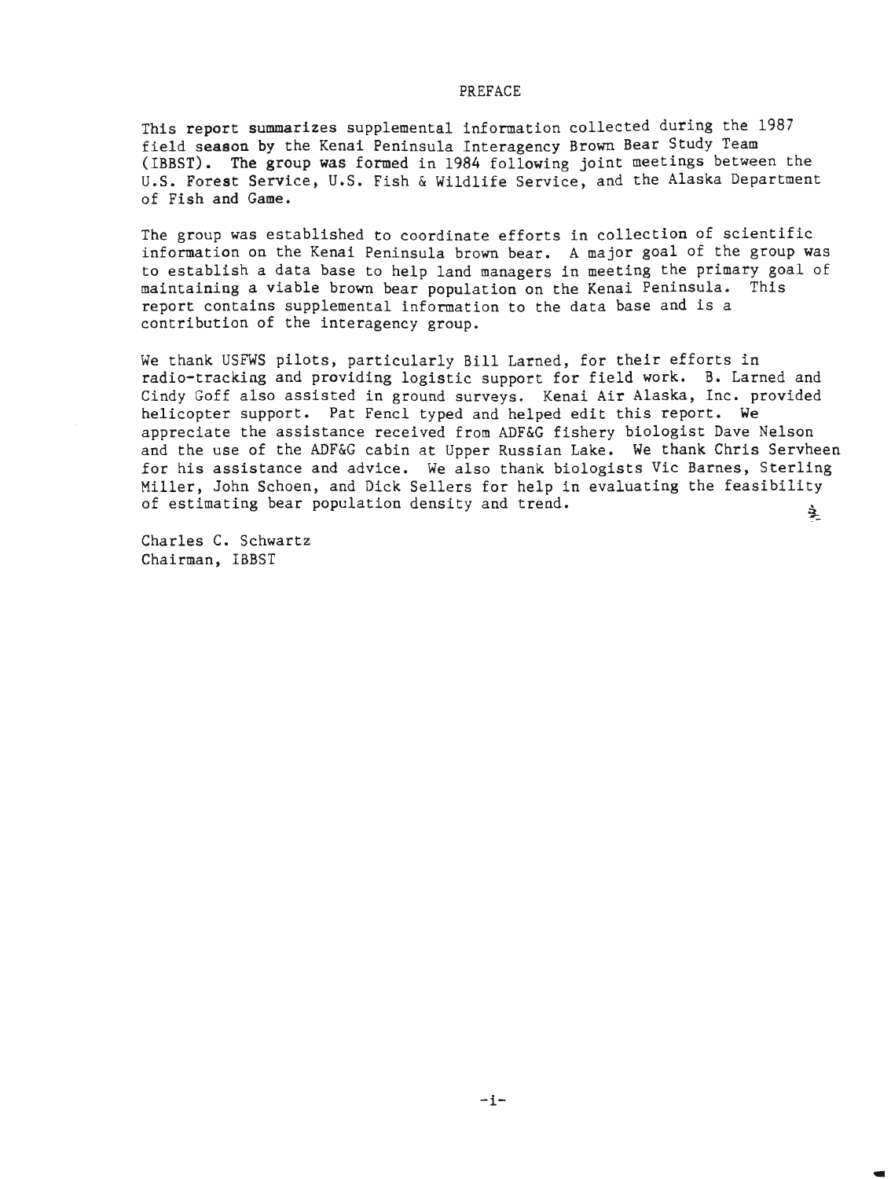# PREFACE

This report summarizes supplemental information collected during the 1987 field season by the Kenai Peninsula Interagency Brown Bear Study Team (IBBST). The group was formed in 1984 following joint meetings between the U.S. Forest Service, U.S. Fish & Wildlife Service, and the Alaska Department of Fish and Game.

The group was established to coordinate efforts in collection of scientific information on the Kenai Peninsula brown bear. A major goal of the group was to establish a data base to help land managers in meeting the primary goal of maintaining a viable brown bear population on the Kenai Peninsula. This report contains supplemental information to the data base and is a contribution of the interagency group.

We thank USFWS pilots, particularly Bill Larned, for their efforts in radio-tracking and providing logistic support for field work. B. Larned and Cindy Goff also assisted in ground surveys. Kenai Air Alaska, Inc. provided helicopter support. Pat Fencl typed and helped edit this report. We appreciate the assistance received from ADF&G fishery biologist Dave Nelson and the use of the ADF&G cabin at Upper Russian Lake. We thank Chris Servheen for his assistance and advice. We also thank biologists Vic Barnes, Sterling Miller, John Schoen, and Dick Sellers for help in evaluating the feasibility of estimating bear population density and trend.

Charles C. Schwartz
Chairman, IBBST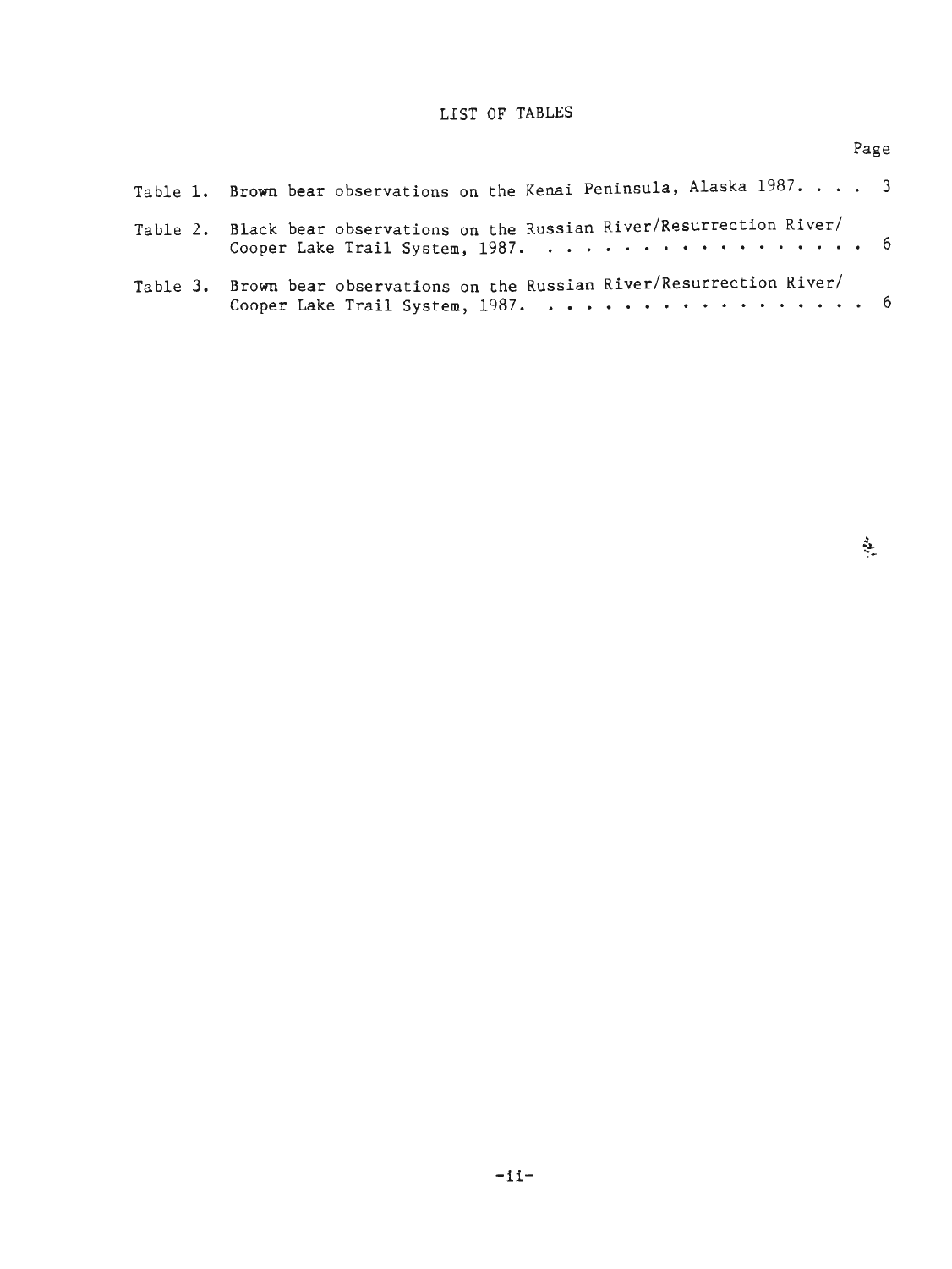# LIST OF TABLES

| | Page |
|---|---|
| Table 1. Brown bear observations on the Kenai Peninsula, Alaska 1987. . . . | 3 |
| Table 2. Black bear observations on the Russian River/Resurrection River/ Cooper Lake Trail System, 1987. . . . . . . . . . . . . . . . . . | 6 |
| Table 3. Brown bear observations on the Russian River/Resurrection River/ Cooper Lake Trail System, 1987. . . . . . . . . . . . . . . . . . | 6 |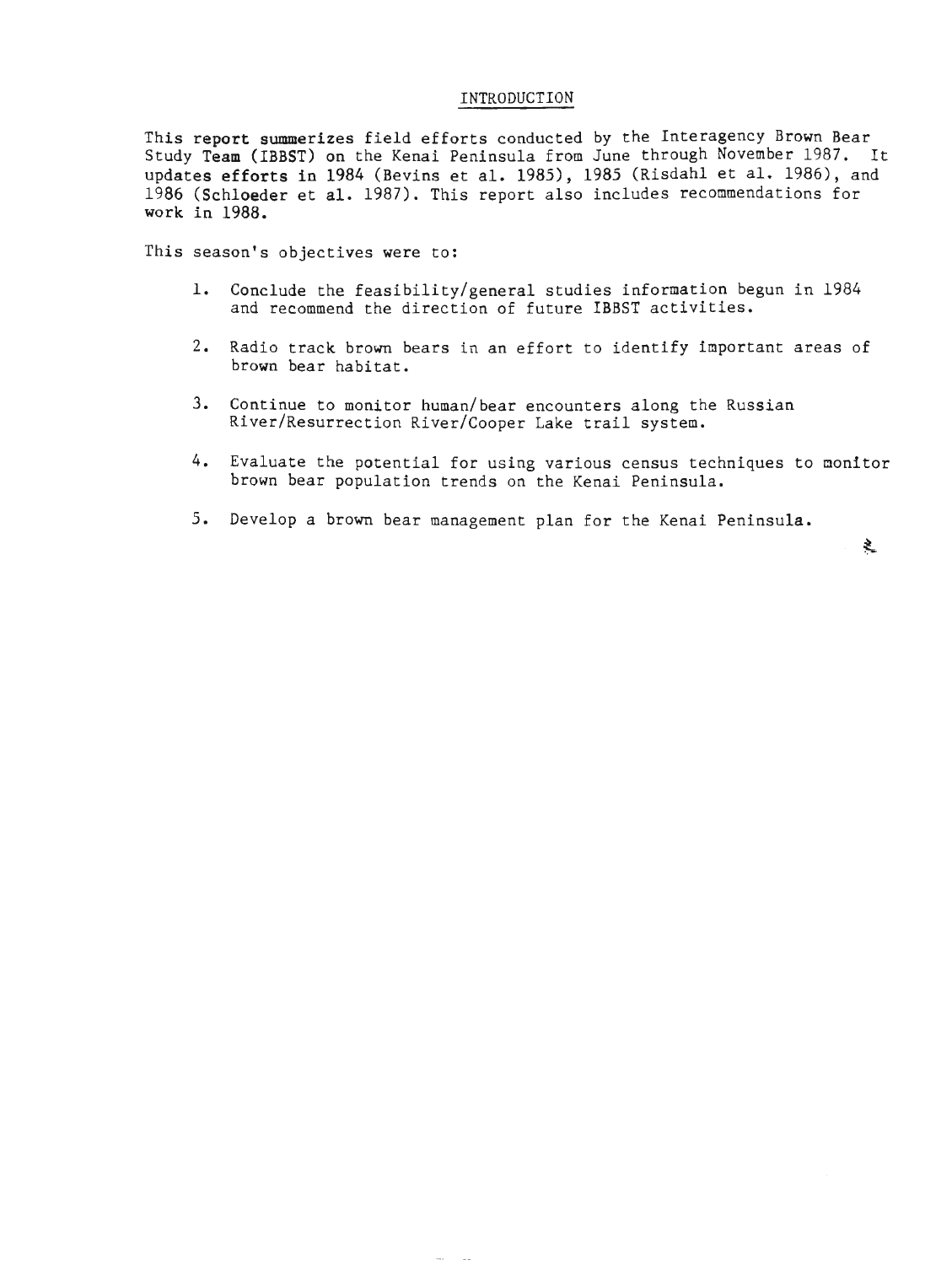# INTRODUCTION

This report summerizes field efforts conducted by the Interagency Brown Bear Study Team (IBBST) on the Kenai Peninsula from June through November 1987. It updates efforts in 1984 (Bevins et al. 1985), 1985 (Risdahl et al. 1986), and 1986 (Schloeder et al. 1987). This report also includes recommendations for work in 1988.

This season's objectives were to:

1. Conclude the feasibility/general studies information begun in 1984 and recommend the direction of future IBBST activities.

2. Radio track brown bears in an effort to identify important areas of brown bear habitat.

3. Continue to monitor human/bear encounters along the Russian River/Resurrection River/Cooper Lake trail system.

4. Evaluate the potential for using various census techniques to monitor brown bear population trends on the Kenai Peninsula.

5. Develop a brown bear management plan for the Kenai Peninsula.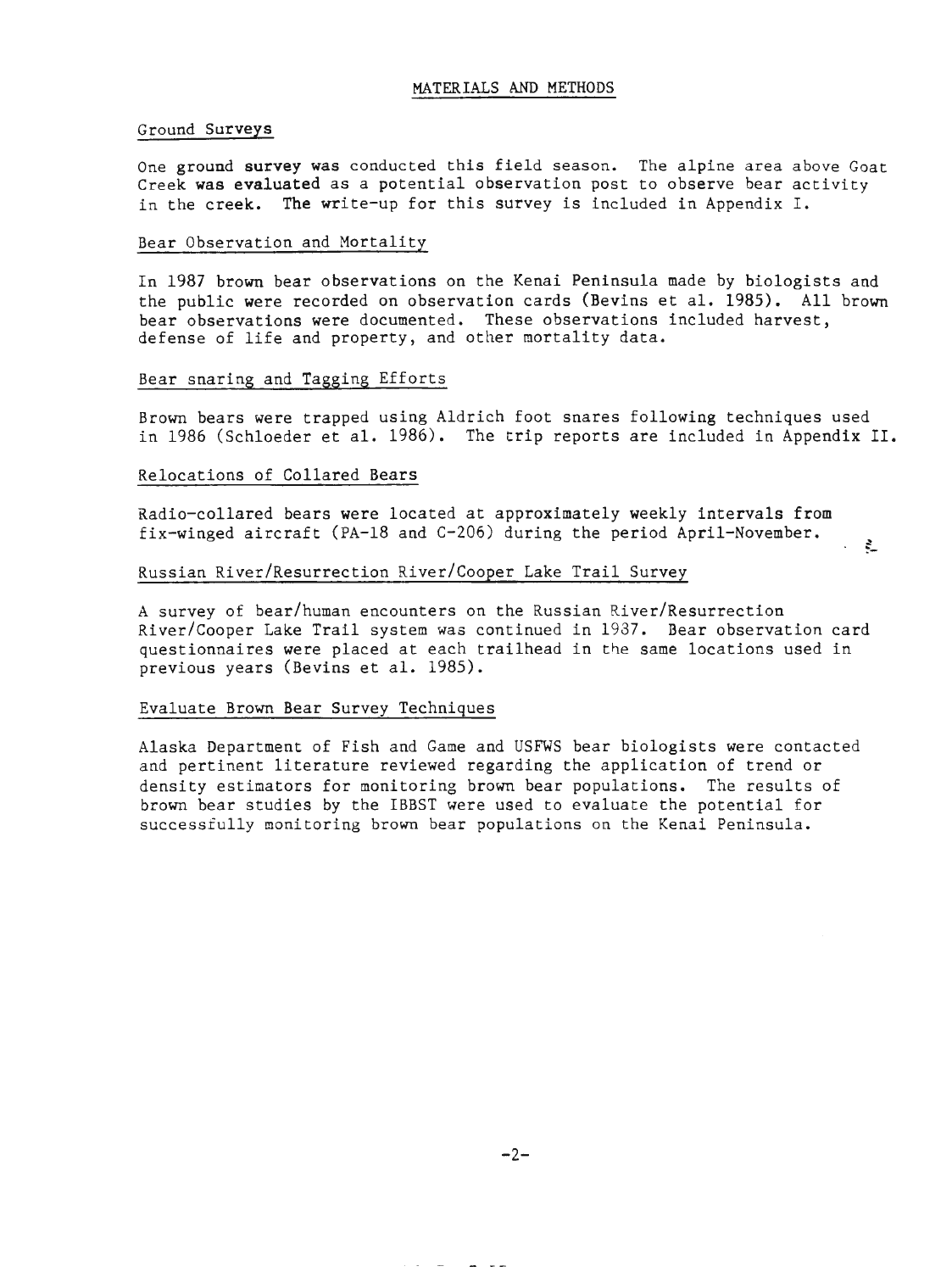## MATERIALS AND METHODS

### Ground Surveys

One ground survey was conducted this field season. The alpine area above Goat Creek was evaluated as a potential observation post to observe bear activity in the creek. The write-up for this survey is included in Appendix I.

### Bear Observation and Mortality

In 1987 brown bear observations on the Kenai Peninsula made by biologists and the public were recorded on observation cards (Bevins et al. 1985). All brown bear observations were documented. These observations included harvest, defense of life and property, and other mortality data.

### Bear snaring and Tagging Efforts

Brown bears were trapped using Aldrich foot snares following techniques used in 1986 (Schloeder et al. 1986). The trip reports are included in Appendix II.

### Relocations of Collared Bears

Radio-collared bears were located at approximately weekly intervals from fix-winged aircraft (PA-18 and C-206) during the period April-November.

### Russian River/Resurrection River/Cooper Lake Trail Survey

A survey of bear/human encounters on the Russian River/Resurrection River/Cooper Lake Trail system was continued in 1987. Bear observation card questionnaires were placed at each trailhead in the same locations used in previous years (Bevins et al. 1985).

### Evaluate Brown Bear Survey Techniques

Alaska Department of Fish and Game and USFWS bear biologists were contacted and pertinent literature reviewed regarding the application of trend or density estimators for monitoring brown bear populations. The results of brown bear studies by the IBBST were used to evaluate the potential for successfully monitoring brown bear populations on the Kenai Peninsula.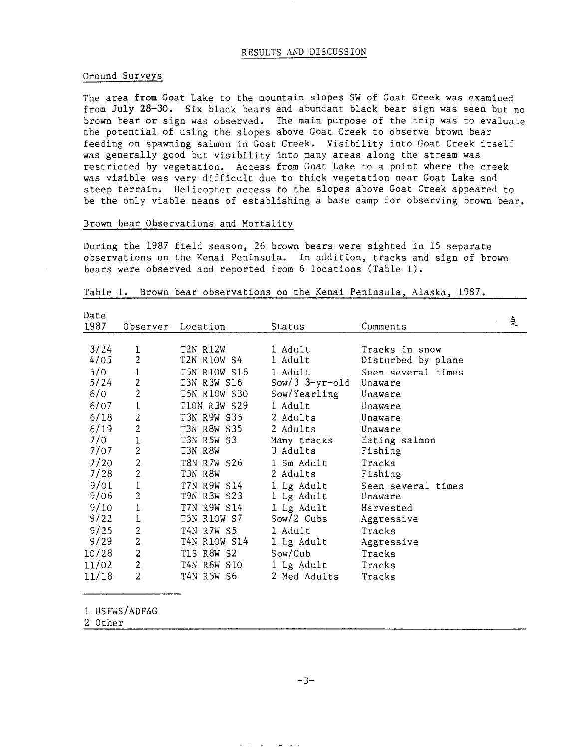## RESULTS AND DISCUSSION

### Ground Surveys

The area from Goat Lake to the mountain slopes SW of Goat Creek was examined from July 28-30. Six black bears and abundant black bear sign was seen but no brown bear or sign was observed. The main purpose of the trip was to evaluate the potential of using the slopes above Goat Creek to observe brown bear feeding on spawning salmon in Goat Creek. Visibility into Goat Creek itself was generally good but visibility into many areas along the stream was restricted by vegetation. Access from Goat Lake to a point where the creek was visible was very difficult due to thick vegetation near Goat Lake and steep terrain. Helicopter access to the slopes above Goat Creek appeared to be the only viable means of establishing a base camp for observing brown bear.

### Brown bear Observations and Mortality

During the 1987 field season, 26 brown bears were sighted in 15 separate observations on the Kenai Peninsula. In addition, tracks and sign of brown bears were observed and reported from 6 locations (Table 1).

Table 1. Brown bear observations on the Kenai Peninsula, Alaska, 1987.

| Date 1987 | Observer | Location | Status | Comments |
|---|---|---|---|---|
| 3/24 | 1 | T2N R12W | 1 Adult | Tracks in snow |
| 4/05 | 2 | T2N R10W S4 | 1 Adult | Disturbed by plane |
| 5/0 | 1 | T5N R10W S16 | 1 Adult | Seen several times |
| 5/24 | 2 | T3N R3W S16 | Sow/3 3-yr-old | Unaware |
| 6/0 | 2 | T5N R10W S30 | Sow/Yearling | Unaware |
| 6/07 | 1 | T10N R3W S29 | 1 Adult | Unaware |
| 6/18 | 2 | T3N R9W S35 | 2 Adults | Unaware |
| 6/19 | 2 | T3N R8W S35 | 2 Adults | Unaware |
| 7/0 | 1 | T3N R5W S3 | Many tracks | Eating salmon |
| 7/07 | 2 | T3N R8W | 3 Adults | Fishing |
| 7/20 | 2 | T8N R7W S26 | 1 Sm Adult | Tracks |
| 7/28 | 2 | T3N R8W | 2 Adults | Fishing |
| 9/01 | 1 | T7N R9W S14 | 1 Lg Adult | Seen several times |
| 9/06 | 2 | T9N R3W S23 | 1 Lg Adult | Unaware |
| 9/10 | 1 | T7N R9W S14 | 1 Lg Adult | Harvested |
| 9/22 | 1 | T5N R10W S7 | Sow/2 Cubs | Aggressive |
| 9/25 | 2 | T4N R7W S5 | 1 Adult | Tracks |
| 9/29 | 2 | T4N R10W S14 | 1 Lg Adult | Aggressive |
| 10/28 | 2 | T1S R8W S2 | Sow/Cub | Tracks |
| 11/02 | 2 | T4N R6W S10 | 1 Lg Adult | Tracks |
| 11/18 | 2 | T4N R5W S6 | 2 Med Adults | Tracks |

1 USFWS/ADF&G
2 Other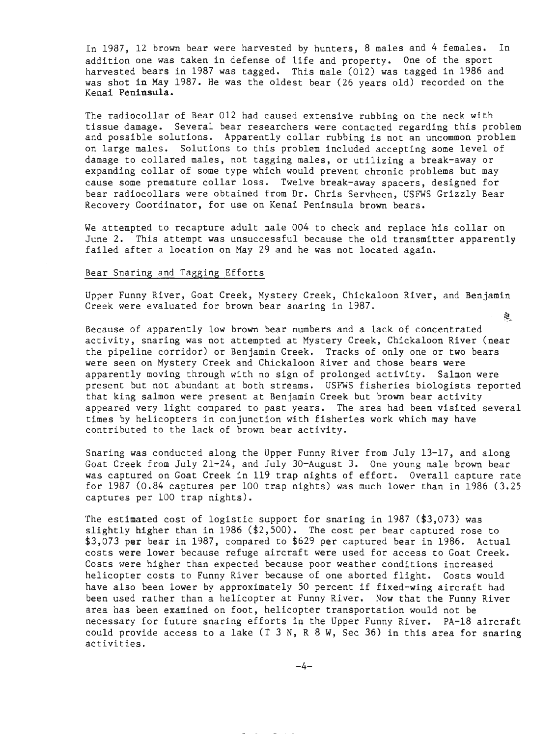In 1987, 12 brown bear were harvested by hunters, 8 males and 4 females. In addition one was taken in defense of life and property. One of the sport harvested bears in 1987 was tagged. This male (012) was tagged in 1986 and was shot in May 1987. He was the oldest bear (26 years old) recorded on the Kenai Peninsula.

The radiocollar of Bear 012 had caused extensive rubbing on the neck with tissue damage. Several bear researchers were contacted regarding this problem and possible solutions. Apparently collar rubbing is not an uncommon problem on large males. Solutions to this problem included accepting some level of damage to collared males, not tagging males, or utilizing a break-away or expanding collar of some type which would prevent chronic problems but may cause some premature collar loss. Twelve break-away spacers, designed for bear radiocollars were obtained from Dr. Chris Servheen, USFWS Grizzly Bear Recovery Coordinator, for use on Kenai Peninsula brown bears.

We attempted to recapture adult male 004 to check and replace his collar on June 2. This attempt was unsuccessful because the old transmitter apparently failed after a location on May 29 and he was not located again.

## Bear Snaring and Tagging Efforts

Upper Funny River, Goat Creek, Mystery Creek, Chickaloon River, and Benjamin Creek were evaluated for brown bear snaring in 1987.

Because of apparently low brown bear numbers and a lack of concentrated activity, snaring was not attempted at Mystery Creek, Chickaloon River (near the pipeline corridor) or Benjamin Creek. Tracks of only one or two bears were seen on Mystery Creek and Chickaloon River and those bears were apparently moving through with no sign of prolonged activity. Salmon were present but not abundant at both streams. USFWS fisheries biologists reported that king salmon were present at Benjamin Creek but brown bear activity appeared very light compared to past years. The area had been visited several times by helicopters in conjunction with fisheries work which may have contributed to the lack of brown bear activity.

Snaring was conducted along the Upper Funny River from July 13-17, and along Goat Creek from July 21-24, and July 30-August 3. One young male brown bear was captured on Goat Creek in 119 trap nights of effort. Overall capture rate for 1987 (0.84 captures per 100 trap nights) was much lower than in 1986 (3.25 captures per 100 trap nights).

The estimated cost of logistic support for snaring in 1987 ($3,073) was slightly higher than in 1986 ($2,500). The cost per bear captured rose to $3,073 per bear in 1987, compared to $629 per captured bear in 1986. Actual costs were lower because refuge aircraft were used for access to Goat Creek. Costs were higher than expected because poor weather conditions increased helicopter costs to Funny River because of one aborted flight. Costs would have also been lower by approximately 50 percent if fixed-wing aircraft had been used rather than a helicopter at Funny River. Now that the Funny River area has been examined on foot, helicopter transportation would not be necessary for future snaring efforts in the Upper Funny River. PA-18 aircraft could provide access to a lake (T 3 N, R 8 W, Sec 36) in this area for snaring activities.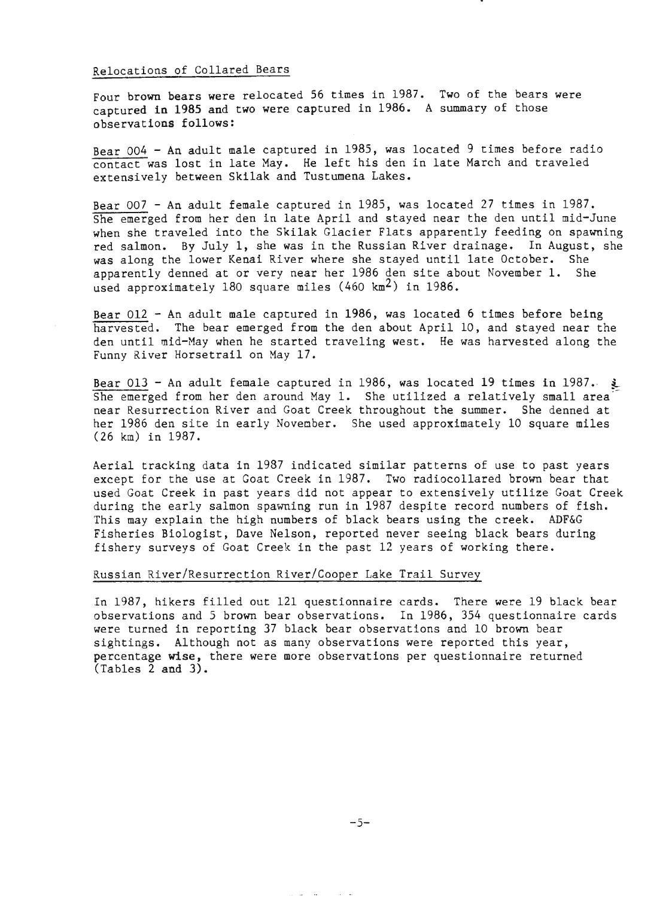Relocations of Collared Bears

Four brown bears were relocated 56 times in 1987. Two of the bears were captured in 1985 and two were captured in 1986. A summary of those observations follows:

Bear 004 - An adult male captured in 1985, was located 9 times before radio contact was lost in late May. He left his den in late March and traveled extensively between Skilak and Tustumena Lakes.

Bear 007 - An adult female captured in 1985, was located 27 times in 1987. She emerged from her den in late April and stayed near the den until mid-June when she traveled into the Skilak Glacier Flats apparently feeding on spawning red salmon. By July 1, she was in the Russian River drainage. In August, she was along the lower Kenai River where she stayed until late October. She apparently denned at or very near her 1986 den site about November 1. She used approximately 180 square miles (460 $km^2$) in 1986.

Bear 012 - An adult male captured in 1986, was located 6 times before being harvested. The bear emerged from the den about April 10, and stayed near the den until mid-May when he started traveling west. He was harvested along the Funny River Horsetrail on May 17.

Bear 013 - An adult female captured in 1986, was located 19 times in 1987. She emerged from her den around May 1. She utilized a relatively small area near Resurrection River and Goat Creek throughout the summer. She denned at her 1986 den site in early November. She used approximately 10 square miles (26 km) in 1987.

Aerial tracking data in 1987 indicated similar patterns of use to past years except for the use at Goat Creek in 1987. Two radiocollared brown bear that used Goat Creek in past years did not appear to extensively utilize Goat Creek during the early salmon spawning run in 1987 despite record numbers of fish. This may explain the high numbers of black bears using the creek. ADF&G Fisheries Biologist, Dave Nelson, reported never seeing black bears during fishery surveys of Goat Creek in the past 12 years of working there.

Russian River/Resurrection River/Cooper Lake Trail Survey

In 1987, hikers filled out 121 questionnaire cards. There were 19 black bear observations and 5 brown bear observations. In 1986, 354 questionnaire cards were turned in reporting 37 black bear observations and 10 brown bear sightings. Although not as many observations were reported this year, percentage wise, there were more observations per questionnaire returned (Tables 2 and 3).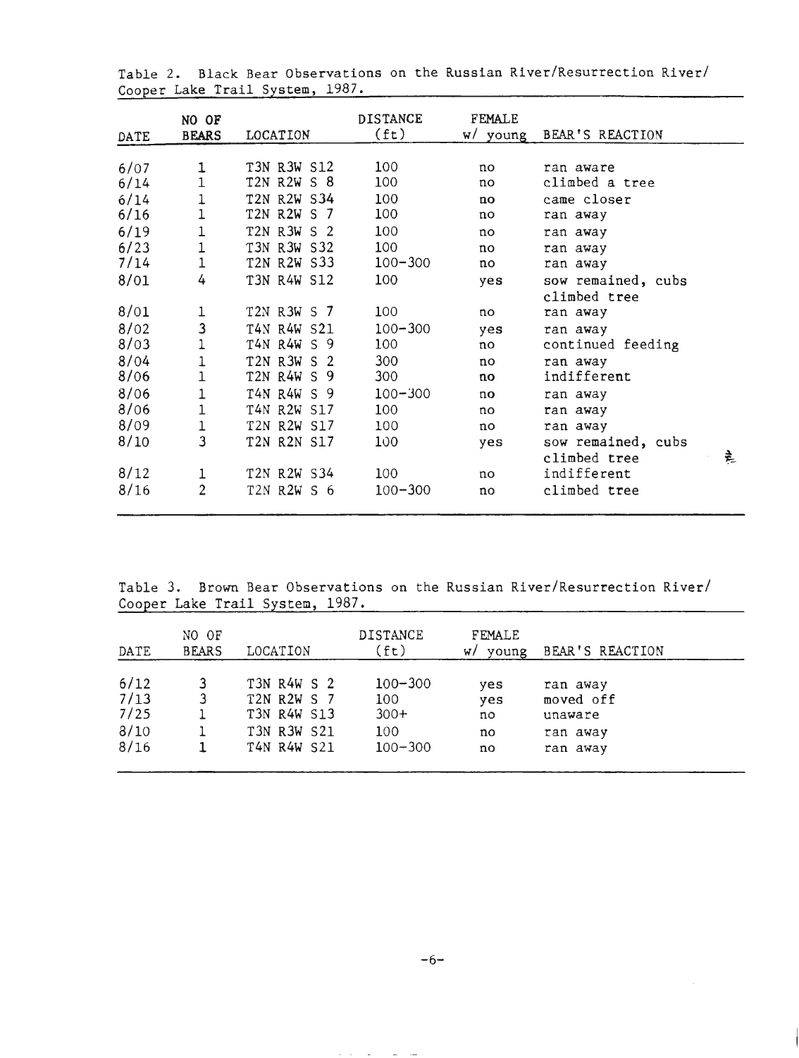Table 2. Black Bear Observations on the Russian River/Resurrection River/ Cooper Lake Trail System, 1987.

| DATE | NO OF BEARS | LOCATION | DISTANCE (ft) | FEMALE w/ young | BEAR'S REACTION |
|---|---|---|---|---|---|
| 6/07 | 1 | T3N R3W S12 | 100 | no | ran aware |
| 6/14 | 1 | T2N R2W S 8 | 100 | no | climbed a tree |
| 6/14 | 1 | T2N R2W S34 | 100 | no | came closer |
| 6/16 | 1 | T2N R2W S 7 | 100 | no | ran away |
| 6/19 | 1 | T2N R3W S 2 | 100 | no | ran away |
| 6/23 | 1 | T3N R3W S32 | 100 | no | ran away |
| 7/14 | 1 | T2N R2W S33 | 100-300 | no | ran away |
| 8/01 | 4 | T3N R4W S12 | 100 | yes | sow remained, cubs climbed tree |
| 8/01 | 1 | T2N R3W S 7 | 100 | no | ran away |
| 8/02 | 3 | T4N R4W S21 | 100-300 | yes | ran away |
| 8/03 | 1 | T4N R4W S 9 | 100 | no | continued feeding |
| 8/04 | 1 | T2N R3W S 2 | 300 | no | ran away |
| 8/06 | 1 | T2N R4W S 9 | 300 | no | indifferent |
| 8/06 | 1 | T4N R4W S 9 | 100-300 | no | ran away |
| 8/06 | 1 | T4N R2W S17 | 100 | no | ran away |
| 8/09 | 1 | T2N R2W S17 | 100 | no | ran away |
| 8/10 | 3 | T2N R2N S17 | 100 | yes | sow remained, cubs climbed tree |
| 8/12 | 1 | T2N R2W S34 | 100 | no | indifferent |
| 8/16 | 2 | T2N R2W S 6 | 100-300 | no | climbed tree |

Table 3. Brown Bear Observations on the Russian River/Resurrection River/ Cooper Lake Trail System, 1987.

| DATE | NO OF BEARS | LOCATION | DISTANCE (ft) | FEMALE w/ young | BEAR'S REACTION |
|---|---|---|---|---|---|
| 6/12 | 3 | T3N R4W S 2 | 100-300 | yes | ran away |
| 7/13 | 3 | T2N R2W S 7 | 100 | yes | moved off |
| 7/25 | 1 | T3N R4W S13 | 300+ | no | unaware |
| 8/10 | 1 | T3N R3W S21 | 100 | no | ran away |
| 8/16 | 1 | T4N R4W S21 | 100-300 | no | ran away |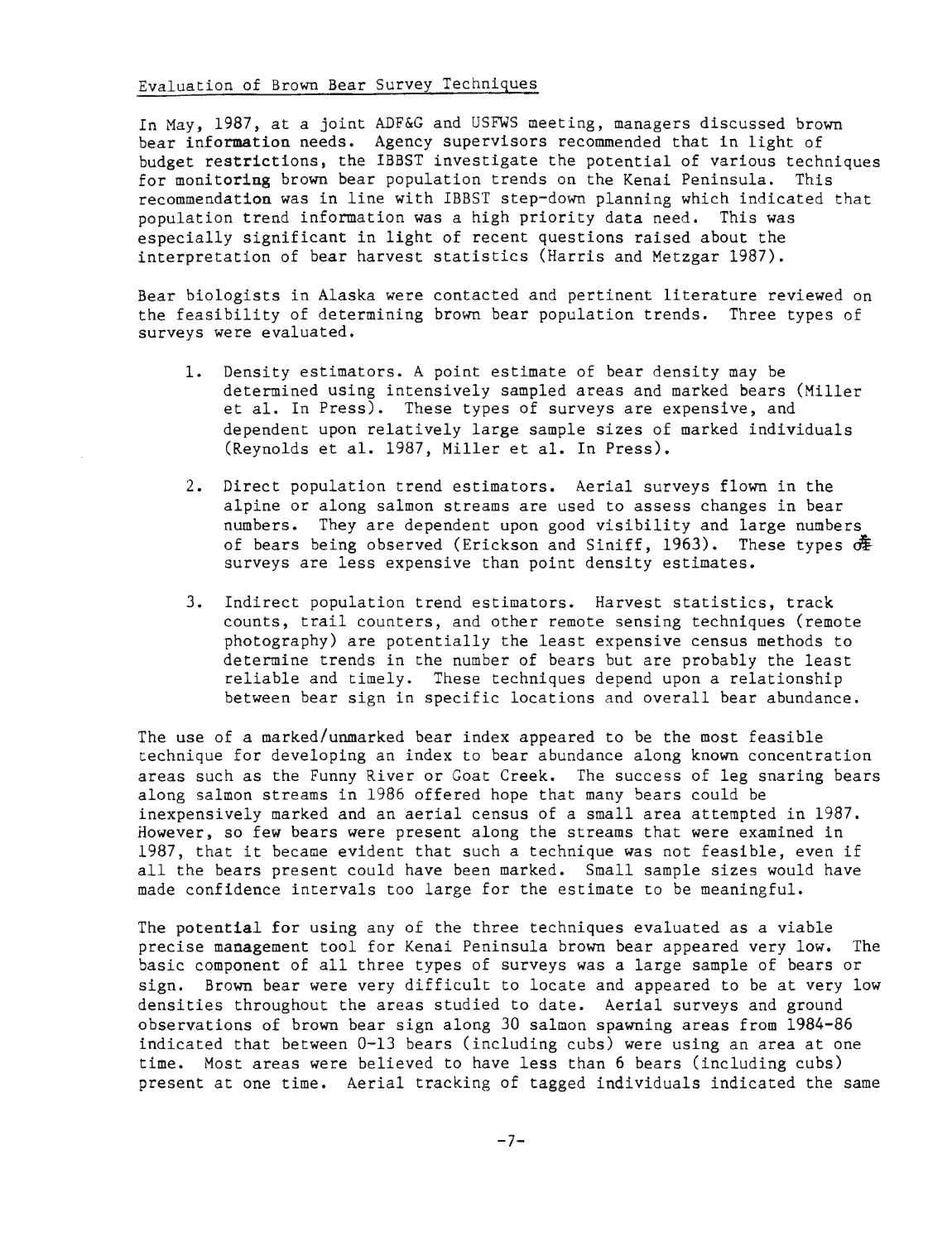Evaluation of Brown Bear Survey Techniques

In May, 1987, at a joint ADF&G and USFWS meeting, managers discussed brown bear information needs. Agency supervisors recommended that in light of budget restrictions, the IBBST investigate the potential of various techniques for monitoring brown bear population trends on the Kenai Peninsula. This recommendation was in line with IBBST step-down planning which indicated that population trend information was a high priority data need. This was especially significant in light of recent questions raised about the interpretation of bear harvest statistics (Harris and Metzgar 1987).

Bear biologists in Alaska were contacted and pertinent literature reviewed on the feasibility of determining brown bear population trends. Three types of surveys were evaluated.

1. Density estimators. A point estimate of bear density may be determined using intensively sampled areas and marked bears (Miller et al. In Press). These types of surveys are expensive, and dependent upon relatively large sample sizes of marked individuals (Reynolds et al. 1987, Miller et al. In Press).

2. Direct population trend estimators. Aerial surveys flown in the alpine or along salmon streams are used to assess changes in bear numbers. They are dependent upon good visibility and large numbers of bears being observed (Erickson and Siniff, 1963). These types of surveys are less expensive than point density estimates.

3. Indirect population trend estimators. Harvest statistics, track counts, trail counters, and other remote sensing techniques (remote photography) are potentially the least expensive census methods to determine trends in the number of bears but are probably the least reliable and timely. These techniques depend upon a relationship between bear sign in specific locations and overall bear abundance.

The use of a marked/unmarked bear index appeared to be the most feasible technique for developing an index to bear abundance along known concentration areas such as the Funny River or Goat Creek. The success of leg snaring bears along salmon streams in 1986 offered hope that many bears could be inexpensively marked and an aerial census of a small area attempted in 1987. However, so few bears were present along the streams that were examined in 1987, that it became evident that such a technique was not feasible, even if all the bears present could have been marked. Small sample sizes would have made confidence intervals too large for the estimate to be meaningful.

The potential for using any of the three techniques evaluated as a viable precise management tool for Kenai Peninsula brown bear appeared very low. The basic component of all three types of surveys was a large sample of bears or sign. Brown bear were very difficult to locate and appeared to be at very low densities throughout the areas studied to date. Aerial surveys and ground observations of brown bear sign along 30 salmon spawning areas from 1984-86 indicated that between 0-13 bears (including cubs) were using an area at one time. Most areas were believed to have less than 6 bears (including cubs) present at one time. Aerial tracking of tagged individuals indicated the same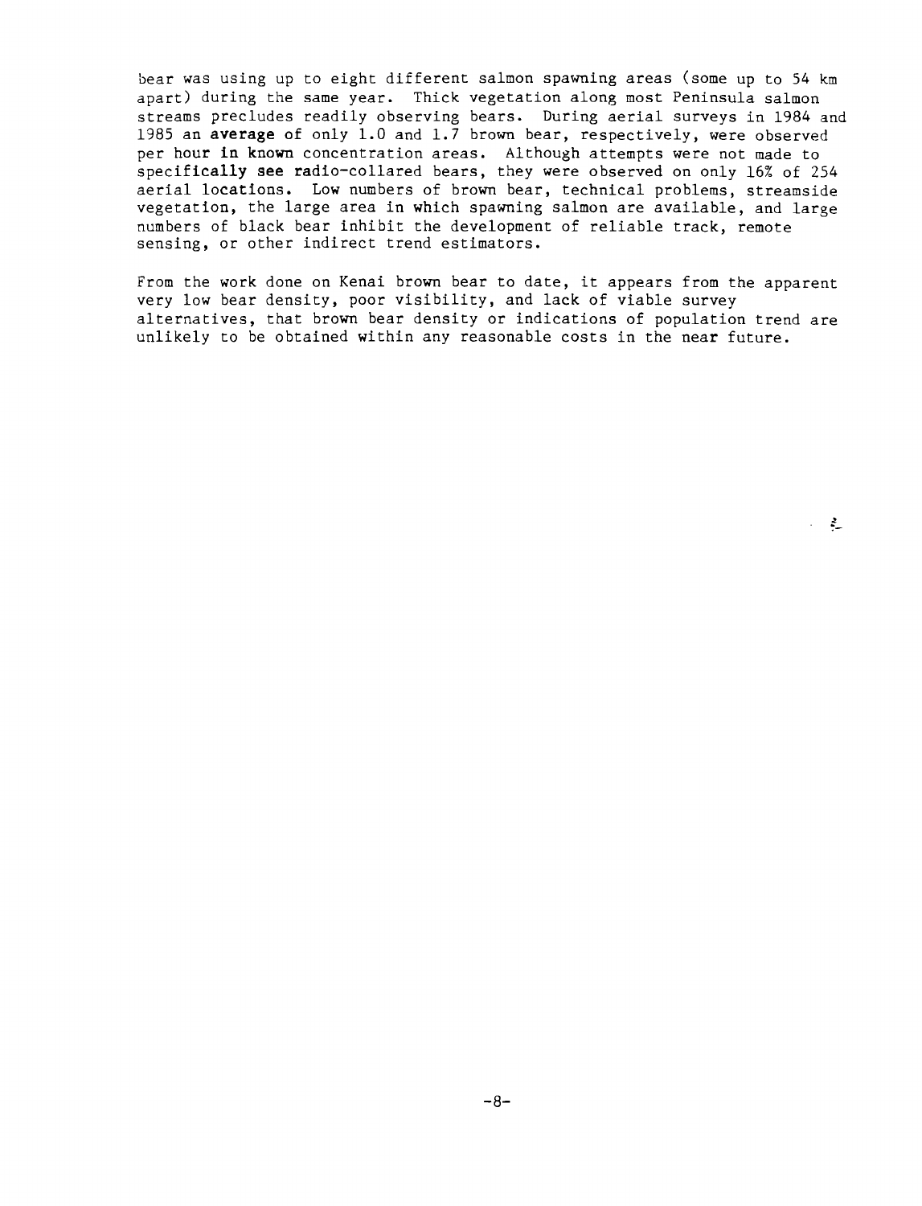bear was using up to eight different salmon spawning areas (some up to 54 km apart) during the same year. Thick vegetation along most Peninsula salmon streams precludes readily observing bears. During aerial surveys in 1984 and 1985 an average of only 1.0 and 1.7 brown bear, respectively, were observed per hour in known concentration areas. Although attempts were not made to specifically see radio-collared bears, they were observed on only 16% of 254 aerial locations. Low numbers of brown bear, technical problems, streamside vegetation, the large area in which spawning salmon are available, and large numbers of black bear inhibit the development of reliable track, remote sensing, or other indirect trend estimators.

From the work done on Kenai brown bear to date, it appears from the apparent very low bear density, poor visibility, and lack of viable survey alternatives, that brown bear density or indications of population trend are unlikely to be obtained within any reasonable costs in the near future.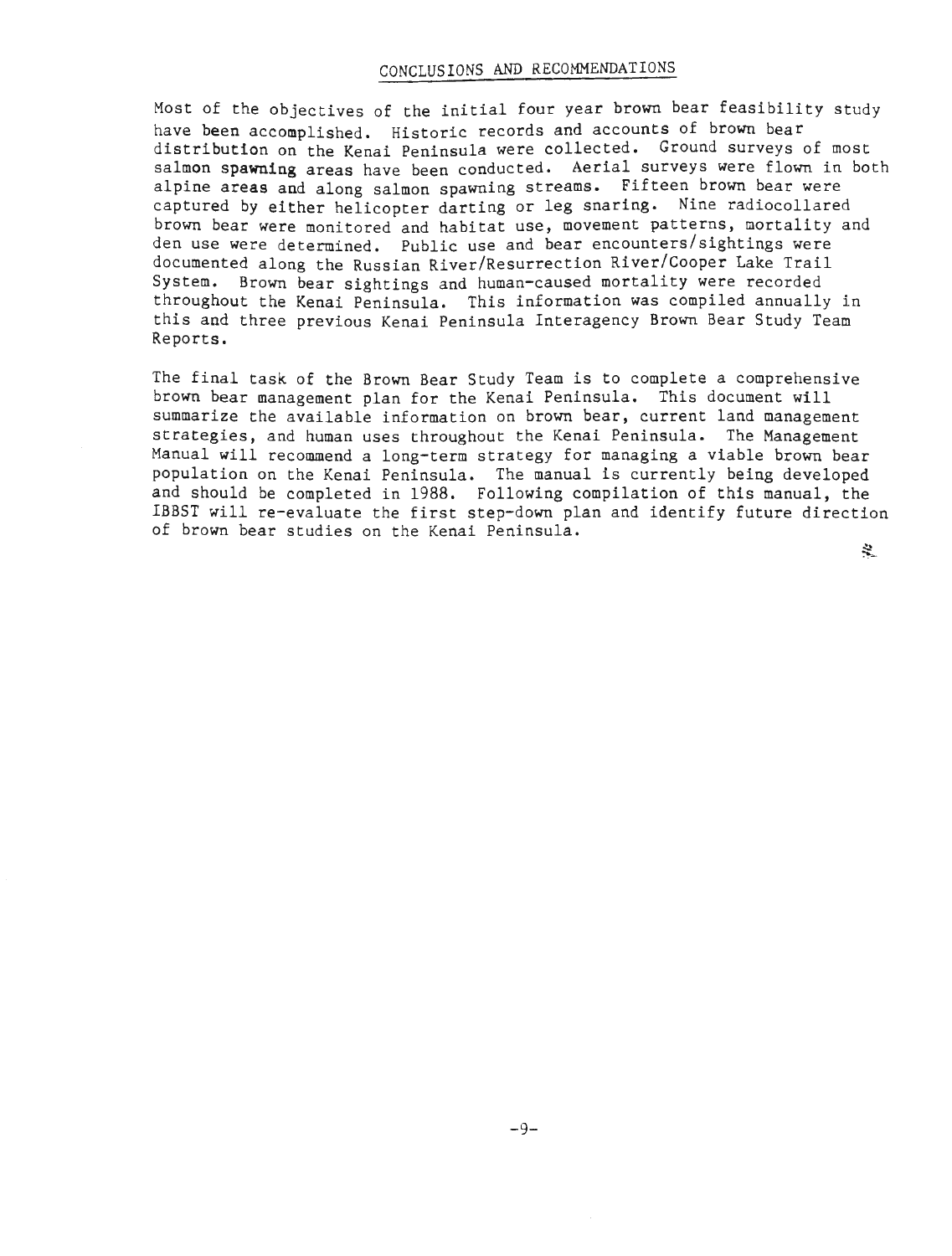## CONCLUSIONS AND RECOMMENDATIONS

Most of the objectives of the initial four year brown bear feasibility study have been accomplished. Historic records and accounts of brown bear distribution on the Kenai Peninsula were collected. Ground surveys of most salmon spawning areas have been conducted. Aerial surveys were flown in both alpine areas and along salmon spawning streams. Fifteen brown bear were captured by either helicopter darting or leg snaring. Nine radiocollared brown bear were monitored and habitat use, movement patterns, mortality and den use were determined. Public use and bear encounters/sightings were documented along the Russian River/Resurrection River/Cooper Lake Trail System. Brown bear sightings and human-caused mortality were recorded throughout the Kenai Peninsula. This information was compiled annually in this and three previous Kenai Peninsula Interagency Brown Bear Study Team Reports.

The final task of the Brown Bear Study Team is to complete a comprehensive brown bear management plan for the Kenai Peninsula. This document will summarize the available information on brown bear, current land management strategies, and human uses throughout the Kenai Peninsula. The Management Manual will recommend a long-term strategy for managing a viable brown bear population on the Kenai Peninsula. The manual is currently being developed and should be completed in 1988. Following compilation of this manual, the IBBST will re-evaluate the first step-down plan and identify future direction of brown bear studies on the Kenai Peninsula.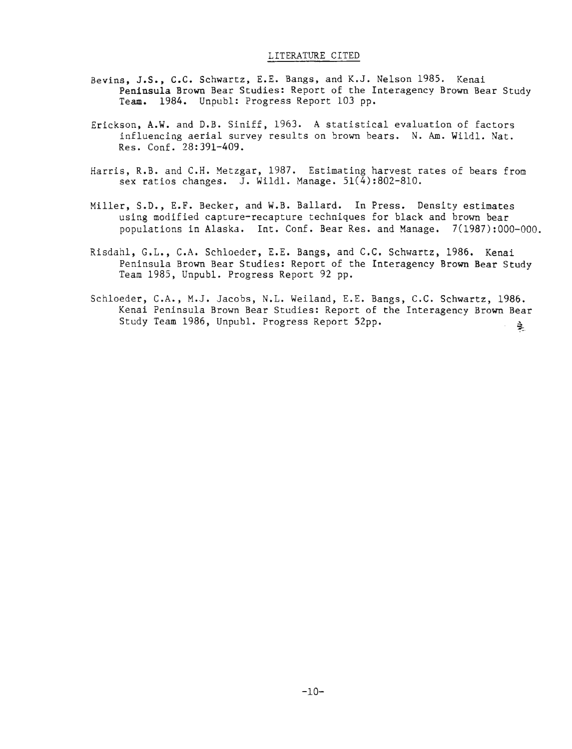## LITERATURE CITED

Bevins, J.S., C.C. Schwartz, E.E. Bangs, and K.J. Nelson 1985. Kenai Peninsula Brown Bear Studies: Report of the Interagency Brown Bear Study Team. 1984. Unpubl: Progress Report 103 pp.

Erickson, A.W. and D.B. Siniff, 1963. A statistical evaluation of factors influencing aerial survey results on brown bears. N. Am. Wildl. Nat. Res. Conf. 28:391-409.

Harris, R.B. and C.H. Metzgar, 1987. Estimating harvest rates of bears from sex ratios changes. J. Wildl. Manage. 51(4):802-810.

Miller, S.D., E.F. Becker, and W.B. Ballard. In Press. Density estimates using modified capture-recapture techniques for black and brown bear populations in Alaska. Int. Conf. Bear Res. and Manage. 7(1987):000-000.

Risdahl, G.L., C.A. Schloeder, E.E. Bangs, and C.C. Schwartz, 1986. Kenai Peninsula Brown Bear Studies: Report of the Interagency Brown Bear Study Team 1985, Unpubl. Progress Report 92 pp.

Schloeder, C.A., M.J. Jacobs, N.L. Weiland, E.E. Bangs, C.C. Schwartz, 1986. Kenai Peninsula Brown Bear Studies: Report of the Interagency Brown Bear Study Team 1986, Unpubl. Progress Report 52pp.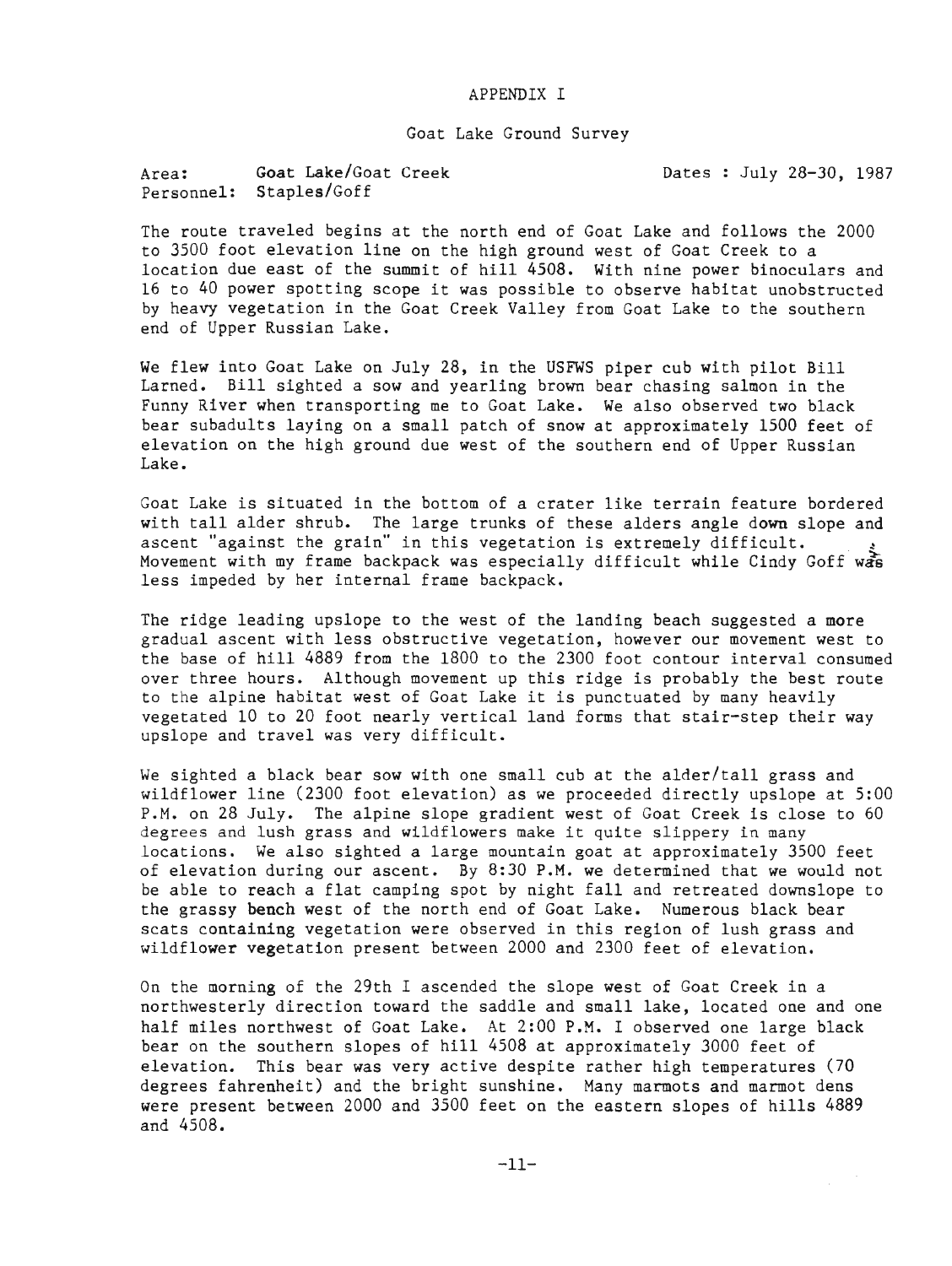# APPENDIX I

## Goat Lake Ground Survey

Area: Goat Lake/Goat Creek  
Personnel: Staples/Goff  
Dates : July 28-30, 1987

The route traveled begins at the north end of Goat Lake and follows the 2000 to 3500 foot elevation line on the high ground west of Goat Creek to a location due east of the summit of hill 4508. With nine power binoculars and 16 to 40 power spotting scope it was possible to observe habitat unobstructed by heavy vegetation in the Goat Creek Valley from Goat Lake to the southern end of Upper Russian Lake.

We flew into Goat Lake on July 28, in the USFWS piper cub with pilot Bill Larned. Bill sighted a sow and yearling brown bear chasing salmon in the Funny River when transporting me to Goat Lake. We also observed two black bear subadults laying on a small patch of snow at approximately 1500 feet of elevation on the high ground due west of the southern end of Upper Russian Lake.

Goat Lake is situated in the bottom of a crater like terrain feature bordered with tall alder shrub. The large trunks of these alders angle down slope and ascent "against the grain" in this vegetation is extremely difficult. Movement with my frame backpack was especially difficult while Cindy Goff was less impeded by her internal frame backpack.

The ridge leading upslope to the west of the landing beach suggested a more gradual ascent with less obstructive vegetation, however our movement west to the base of hill 4889 from the 1800 to the 2300 foot contour interval consumed over three hours. Although movement up this ridge is probably the best route to the alpine habitat west of Goat Lake it is punctuated by many heavily vegetated 10 to 20 foot nearly vertical land forms that stair-step their way upslope and travel was very difficult.

We sighted a black bear sow with one small cub at the alder/tall grass and wildflower line (2300 foot elevation) as we proceeded directly upslope at 5:00 P.M. on 28 July. The alpine slope gradient west of Goat Creek is close to 60 degrees and lush grass and wildflowers make it quite slippery in many locations. We also sighted a large mountain goat at approximately 3500 feet of elevation during our ascent. By 8:30 P.M. we determined that we would not be able to reach a flat camping spot by night fall and retreated downslope to the grassy bench west of the north end of Goat Lake. Numerous black bear scats containing vegetation were observed in this region of lush grass and wildflower vegetation present between 2000 and 2300 feet of elevation.

On the morning of the 29th I ascended the slope west of Goat Creek in a northwesterly direction toward the saddle and small lake, located one and one half miles northwest of Goat Lake. At 2:00 P.M. I observed one large black bear on the southern slopes of hill 4508 at approximately 3000 feet of elevation. This bear was very active despite rather high temperatures (70 degrees fahrenheit) and the bright sunshine. Many marmots and marmot dens were present between 2000 and 3500 feet on the eastern slopes of hills 4889 and 4508.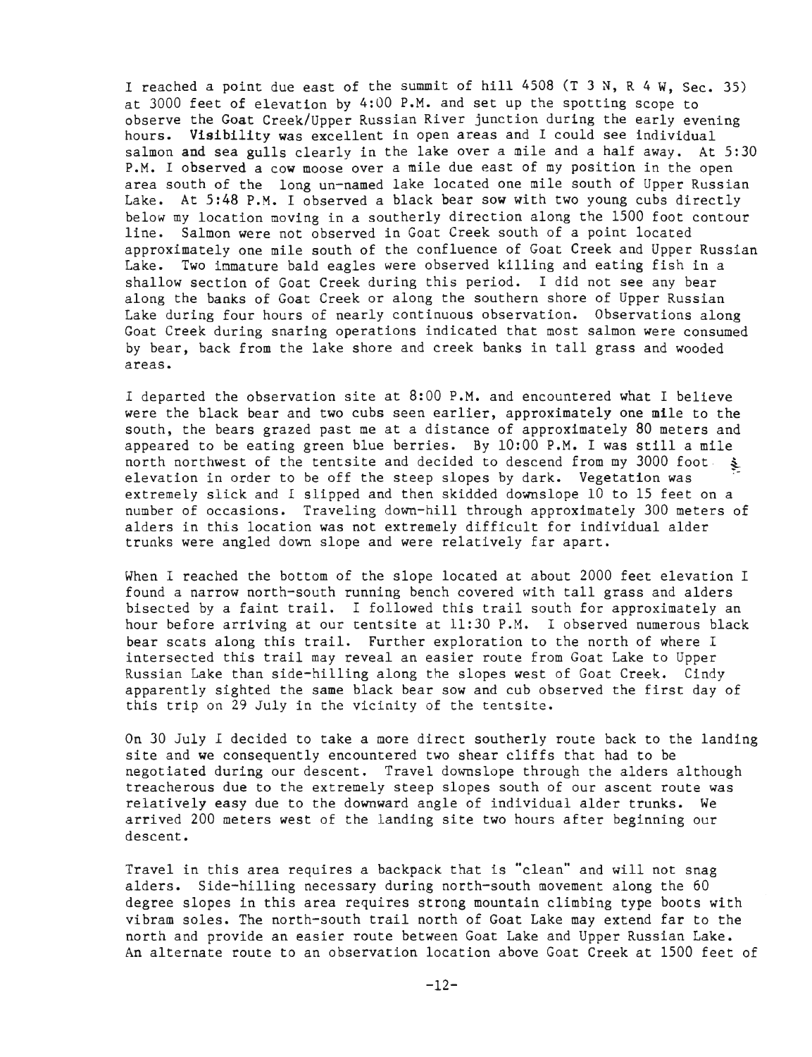I reached a point due east of the summit of hill 4508 (T 3 N, R 4 W, Sec. 35) at 3000 feet of elevation by 4:00 P.M. and set up the spotting scope to observe the Goat Creek/Upper Russian River junction during the early evening hours. Visibility was excellent in open areas and I could see individual salmon and sea gulls clearly in the lake over a mile and a half away. At 5:30 P.M. I observed a cow moose over a mile due east of my position in the open area south of the long un-named lake located one mile south of Upper Russian Lake. At 5:48 P.M. I observed a black bear sow with two young cubs directly below my location moving in a southerly direction along the 1500 foot contour line. Salmon were not observed in Goat Creek south of a point located approximately one mile south of the confluence of Goat Creek and Upper Russian Lake. Two immature bald eagles were observed killing and eating fish in a shallow section of Goat Creek during this period. I did not see any bear along the banks of Goat Creek or along the southern shore of Upper Russian Lake during four hours of nearly continuous observation. Observations along Goat Creek during snaring operations indicated that most salmon were consumed by bear, back from the lake shore and creek banks in tall grass and wooded areas.

I departed the observation site at 8:00 P.M. and encountered what I believe were the black bear and two cubs seen earlier, approximately one mile to the south, the bears grazed past me at a distance of approximately 80 meters and appeared to be eating green blue berries. By 10:00 P.M. I was still a mile north northwest of the tentsite and decided to descend from my 3000 foot elevation in order to be off the steep slopes by dark. Vegetation was extremely slick and I slipped and then skidded downslope 10 to 15 feet on a number of occasions. Traveling down-hill through approximately 300 meters of alders in this location was not extremely difficult for individual alder trunks were angled down slope and were relatively far apart.

When I reached the bottom of the slope located at about 2000 feet elevation I found a narrow north-south running bench covered with tall grass and alders bisected by a faint trail. I followed this trail south for approximately an hour before arriving at our tentsite at 11:30 P.M. I observed numerous black bear scats along this trail. Further exploration to the north of where I intersected this trail may reveal an easier route from Goat Lake to Upper Russian Lake than side-hilling along the slopes west of Goat Creek. Cindy apparently sighted the same black bear sow and cub observed the first day of this trip on 29 July in the vicinity of the tentsite.

On 30 July I decided to take a more direct southerly route back to the landing site and we consequently encountered two shear cliffs that had to be negotiated during our descent. Travel downslope through the alders although treacherous due to the extremely steep slopes south of our ascent route was relatively easy due to the downward angle of individual alder trunks. We arrived 200 meters west of the landing site two hours after beginning our descent.

Travel in this area requires a backpack that is "clean" and will not snag alders. Side-hilling necessary during north-south movement along the 60 degree slopes in this area requires strong mountain climbing type boots with vibram soles. The north-south trail north of Goat Lake may extend far to the north and provide an easier route between Goat Lake and Upper Russian Lake. An alternate route to an observation location above Goat Creek at 1500 feet of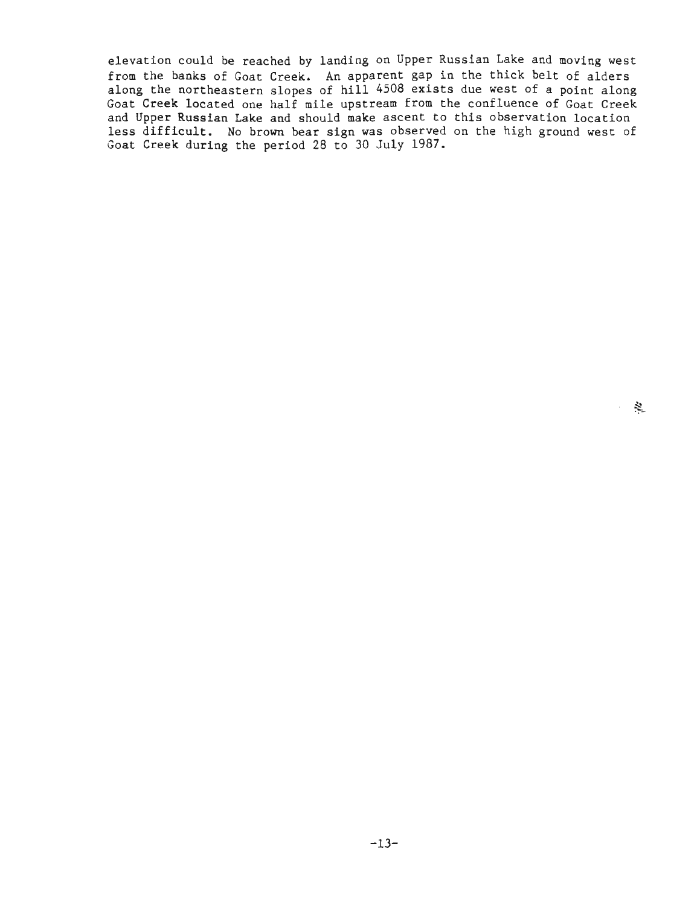elevation could be reached by landing on Upper Russian Lake and moving west from the banks of Goat Creek. An apparent gap in the thick belt of alders along the northeastern slopes of hill 4508 exists due west of a point along Goat Creek located one half mile upstream from the confluence of Goat Creek and Upper Russian Lake and should make ascent to this observation location less difficult. No brown bear sign was observed on the high ground west of Goat Creek during the period 28 to 30 July 1987.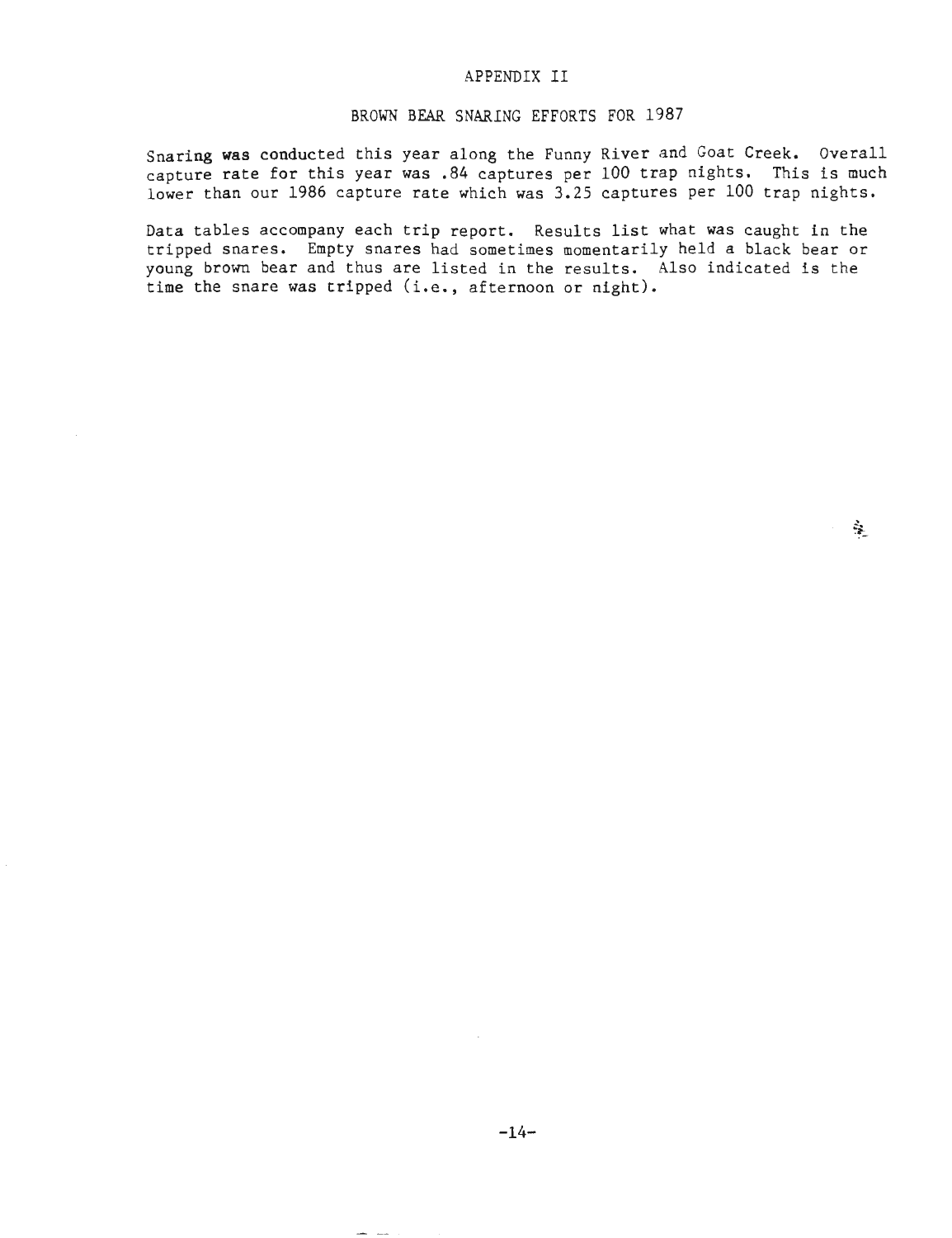# APPENDIX II

## BROWN BEAR SNARING EFFORTS FOR 1987

Snaring was conducted this year along the Funny River and Goat Creek. Overall capture rate for this year was .84 captures per 100 trap nights. This is much lower than our 1986 capture rate which was 3.25 captures per 100 trap nights.

Data tables accompany each trip report. Results list what was caught in the tripped snares. Empty snares had sometimes momentarily held a black bear or young brown bear and thus are listed in the results. Also indicated is the time the snare was tripped (i.e., afternoon or night).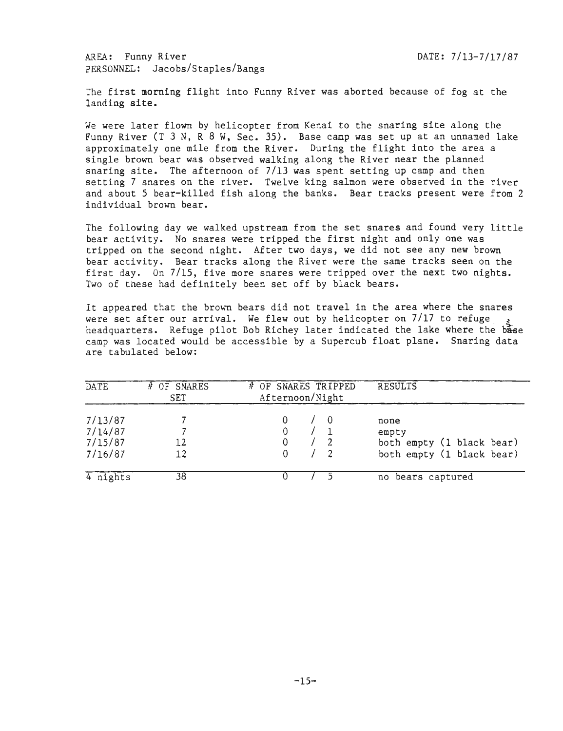AREA: Funny River DATE: 7/13-7/17/87
PERSONNEL: Jacobs/Staples/Bangs

The first morning flight into Funny River was aborted because of fog at the landing site.

We were later flown by helicopter from Kenai to the snaring site along the Funny River (T 3 N, R 8 W, Sec. 35). Base camp was set up at an unnamed lake approximately one mile from the River. During the flight into the area a single brown bear was observed walking along the River near the planned snaring site. The afternoon of 7/13 was spent setting up camp and then setting 7 snares on the river. Twelve king salmon were observed in the river and about 5 bear-killed fish along the banks. Bear tracks present were from 2 individual brown bear.

The following day we walked upstream from the set snares and found very little bear activity. No snares were tripped the first night and only one was tripped on the second night. After two days, we did not see any new brown bear activity. Bear tracks along the River were the same tracks seen on the first day. On 7/15, five more snares were tripped over the next two nights. Two of these had definitely been set off by black bears.

It appeared that the brown bears did not travel in the area where the snares were set after our arrival. We flew out by helicopter on 7/17 to refuge headquarters. Refuge pilot Bob Richey later indicated the lake where the base camp was located would be accessible by a Supercub float plane. Snaring data are tabulated below:

| DATE | # OF SNARES SET | # OF SNARES TRIPPED Afternoon/Night | RESULTS |
|---|---|---|---|
| 7/13/87 | 7 | 0 / 0 | none |
| 7/14/87 | 7 | 0 / 1 | empty |
| 7/15/87 | 12 | 0 / 2 | both empty (1 black bear) |
| 7/16/87 | 12 | 0 / 2 | both empty (1 black bear) |
| 4 nights | 38 | 0 / 5 | no bears captured |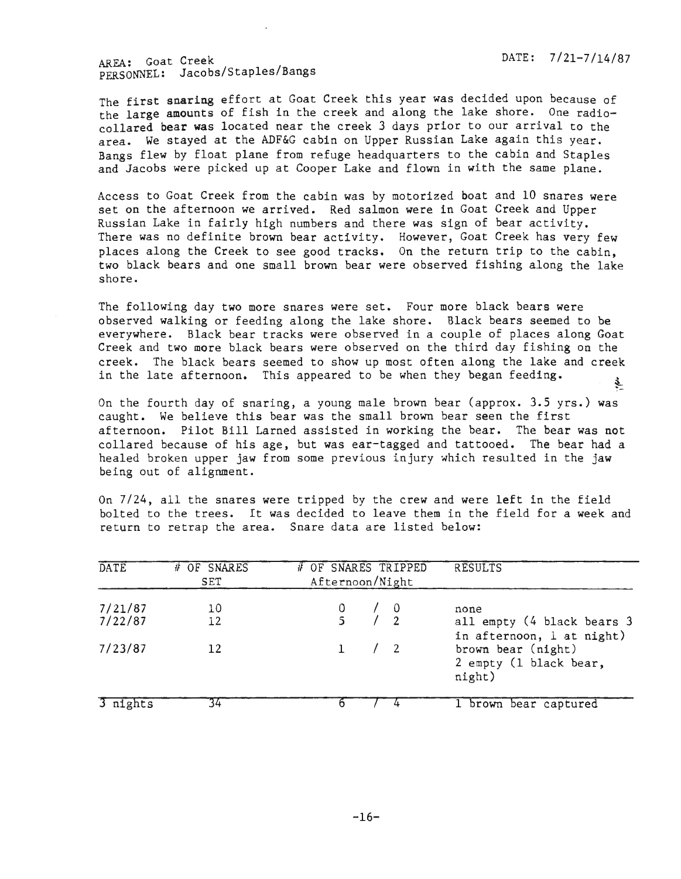AREA: Goat Creek DATE: 7/21-7/14/87
PERSONNEL: Jacobs/Staples/Bangs

The first snaring effort at Goat Creek this year was decided upon because of the large amounts of fish in the creek and along the lake shore. One radio-collared bear was located near the creek 3 days prior to our arrival to the area. We stayed at the ADF&G cabin on Upper Russian Lake again this year. Bangs flew by float plane from refuge headquarters to the cabin and Staples and Jacobs were picked up at Cooper Lake and flown in with the same plane.

Access to Goat Creek from the cabin was by motorized boat and 10 snares were set on the afternoon we arrived. Red salmon were in Goat Creek and Upper Russian Lake in fairly high numbers and there was sign of bear activity. There was no definite brown bear activity. However, Goat Creek has very few places along the Creek to see good tracks. On the return trip to the cabin, two black bears and one small brown bear were observed fishing along the lake shore.

The following day two more snares were set. Four more black bears were observed walking or feeding along the lake shore. Black bears seemed to be everywhere. Black bear tracks were observed in a couple of places along Goat Creek and two more black bears were observed on the third day fishing on the creek. The black bears seemed to show up most often along the lake and creek in the late afternoon. This appeared to be when they began feeding.

On the fourth day of snaring, a young male brown bear (approx. 3.5 yrs.) was caught. We believe this bear was the small brown bear seen the first afternoon. Pilot Bill Larned assisted in working the bear. The bear was not collared because of his age, but was ear-tagged and tattooed. The bear had a healed broken upper jaw from some previous injury which resulted in the jaw being out of alignment.

On 7/24, all the snares were tripped by the crew and were left in the field bolted to the trees. It was decided to leave them in the field for a week and return to retrap the area. Snare data are listed below:

| DATE | # OF SNARES SET | # OF SNARES TRIPPED Afternoon/Night | RESULTS |
|---|---|---|---|
| 7/21/87 | 10 | 0 / 0 | none |
| 7/22/87 | 12 | 5 / 2 | all empty (4 black bears 3 in afternoon, 1 at night) |
| 7/23/87 | 12 | 1 / 2 | brown bear (night) 2 empty (1 black bear, night) |
| 3 nights | 34 | 6 / 4 | 1 brown bear captured |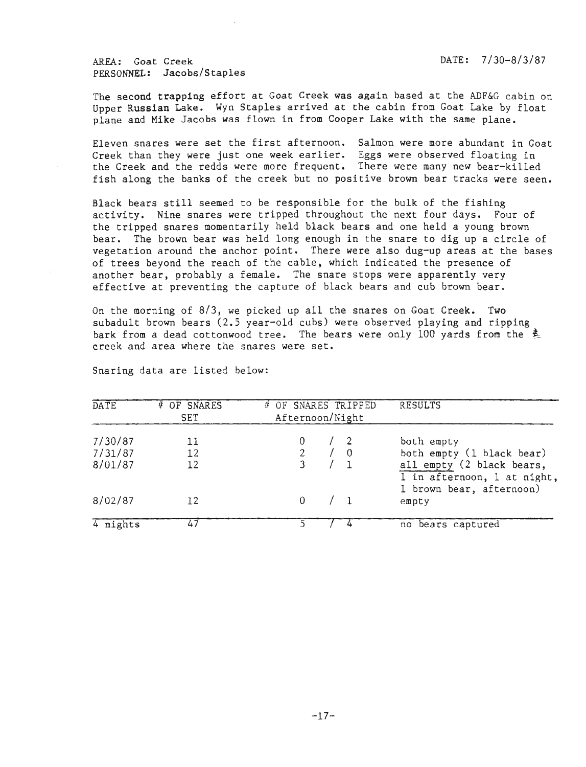AREA: Goat Creek
PERSONNEL: Jacobs/Staples

DATE: 7/30-8/3/87

The second trapping effort at Goat Creek was again based at the ADF&G cabin on Upper Russian Lake. Wyn Staples arrived at the cabin from Goat Lake by float plane and Mike Jacobs was flown in from Cooper Lake with the same plane.

Eleven snares were set the first afternoon. Salmon were more abundant in Goat Creek than they were just one week earlier. Eggs were observed floating in the Creek and the redds were more frequent. There were many new bear-killed fish along the banks of the creek but no positive brown bear tracks were seen.

Black bears still seemed to be responsible for the bulk of the fishing activity. Nine snares were tripped throughout the next four days. Four of the tripped snares momentarily held black bears and one held a young brown bear. The brown bear was held long enough in the snare to dig up a circle of vegetation around the anchor point. There were also dug-up areas at the bases of trees beyond the reach of the cable, which indicated the presence of another bear, probably a female. The snare stops were apparently very effective at preventing the capture of black bears and cub brown bear.

On the morning of 8/3, we picked up all the snares on Goat Creek. Two subadult brown bears (2.5 year-old cubs) were observed playing and ripping bark from a dead cottonwood tree. The bears were only 100 yards from the creek and area where the snares were set.

Snaring data are listed below:

| DATE | # OF SNARES SET | # OF SNARES TRIPPED Afternoon/Night | RESULTS |
|---|---|---|---|
| 7/30/87 | 11 | 0 / 2 | both empty |
| 7/31/87 | 12 | 2 / 0 | both empty (1 black bear) |
| 8/01/87 | 12 | 3 / 1 | all empty (2 black bears, 1 in afternoon, 1 at night, 1 brown bear, afternoon) |
| 8/02/87 | 12 | 0 / 1 | empty |
| 4 nights | 47 | 5 / 4 | no bears captured |